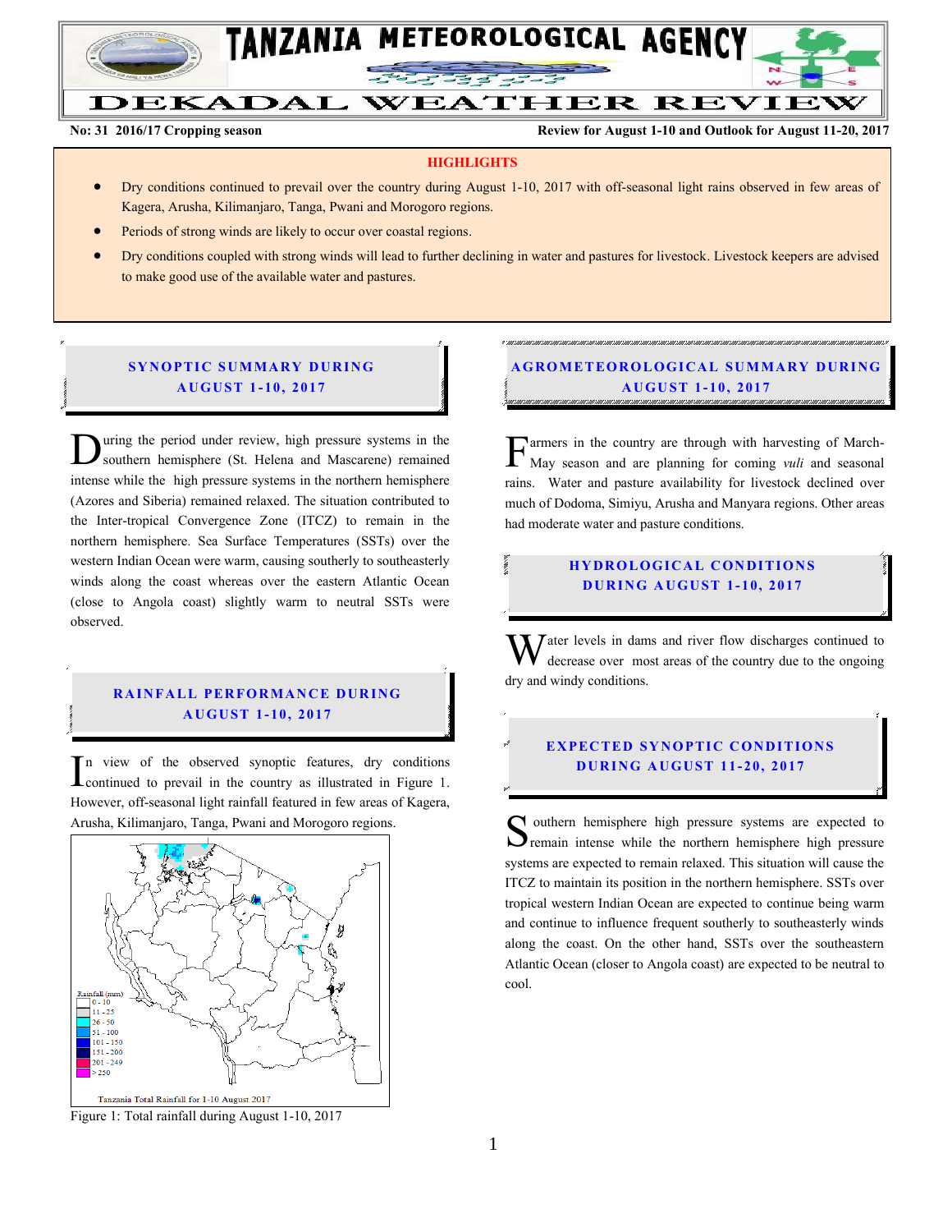# TANZANIA METEOROLOGICAL AGENCY

# DEKADAL WEATHER REVIEW

**No: 31 2016/17 Cropping season** | **Review for August 1-10 and Outlook for August 11-20, 2017**

## HIGHLIGHTS

- Dry conditions continued to prevail over the country during August 1-10, 2017 with off-seasonal light rains observed in few areas of Kagera, Arusha, Kilimanjaro, Tanga, Pwani and Morogoro regions.
- Periods of strong winds are likely to occur over coastal regions.
- Dry conditions coupled with strong winds will lead to further declining in water and pastures for livestock. Livestock keepers are advised to make good use of the available water and pastures.

## SYNOPTIC SUMMARY DURING AUGUST 1-10, 2017

During the period under review, high pressure systems in the southern hemisphere (St. Helena and Mascarene) remained intense while the high pressure systems in the northern hemisphere (Azores and Siberia) remained relaxed. The situation contributed to the Inter-tropical Convergence Zone (ITCZ) to remain in the northern hemisphere. Sea Surface Temperatures (SSTs) over the western Indian Ocean were warm, causing southerly to southeasterly winds along the coast whereas over the eastern Atlantic Ocean (close to Angola coast) slightly warm to neutral SSTs were observed.

## RAINFALL PERFORMANCE DURING AUGUST 1-10, 2017

In view of the observed synoptic features, dry conditions continued to prevail in the country as illustrated in Figure 1. However, off-seasonal light rainfall featured in few areas of Kagera, Arusha, Kilimanjaro, Tanga, Pwani and Morogoro regions.

Figure 1: Total rainfall during August 1-10, 2017

## AGROMETEOROLOGICAL SUMMARY DURING AUGUST 1-10, 2017

Farmers in the country are through with harvesting of March-May season and are planning for coming *vuli* and seasonal rains. Water and pasture availability for livestock declined over much of Dodoma, Simiyu, Arusha and Manyara regions. Other areas had moderate water and pasture conditions.

## HYDROLOGICAL CONDITIONS DURING AUGUST 1-10, 2017

Water levels in dams and river flow discharges continued to decrease over most areas of the country due to the ongoing dry and windy conditions.

## EXPECTED SYNOPTIC CONDITIONS DURING AUGUST 11-20, 2017

Southern hemisphere high pressure systems are expected to remain intense while the northern hemisphere high pressure systems are expected to remain relaxed. This situation will cause the ITCZ to maintain its position in the northern hemisphere. SSTs over tropical western Indian Ocean are expected to continue being warm and continue to influence frequent southerly to southeasterly winds along the coast. On the other hand, SSTs over the southeastern Atlantic Ocean (closer to Angola coast) are expected to be neutral to cool.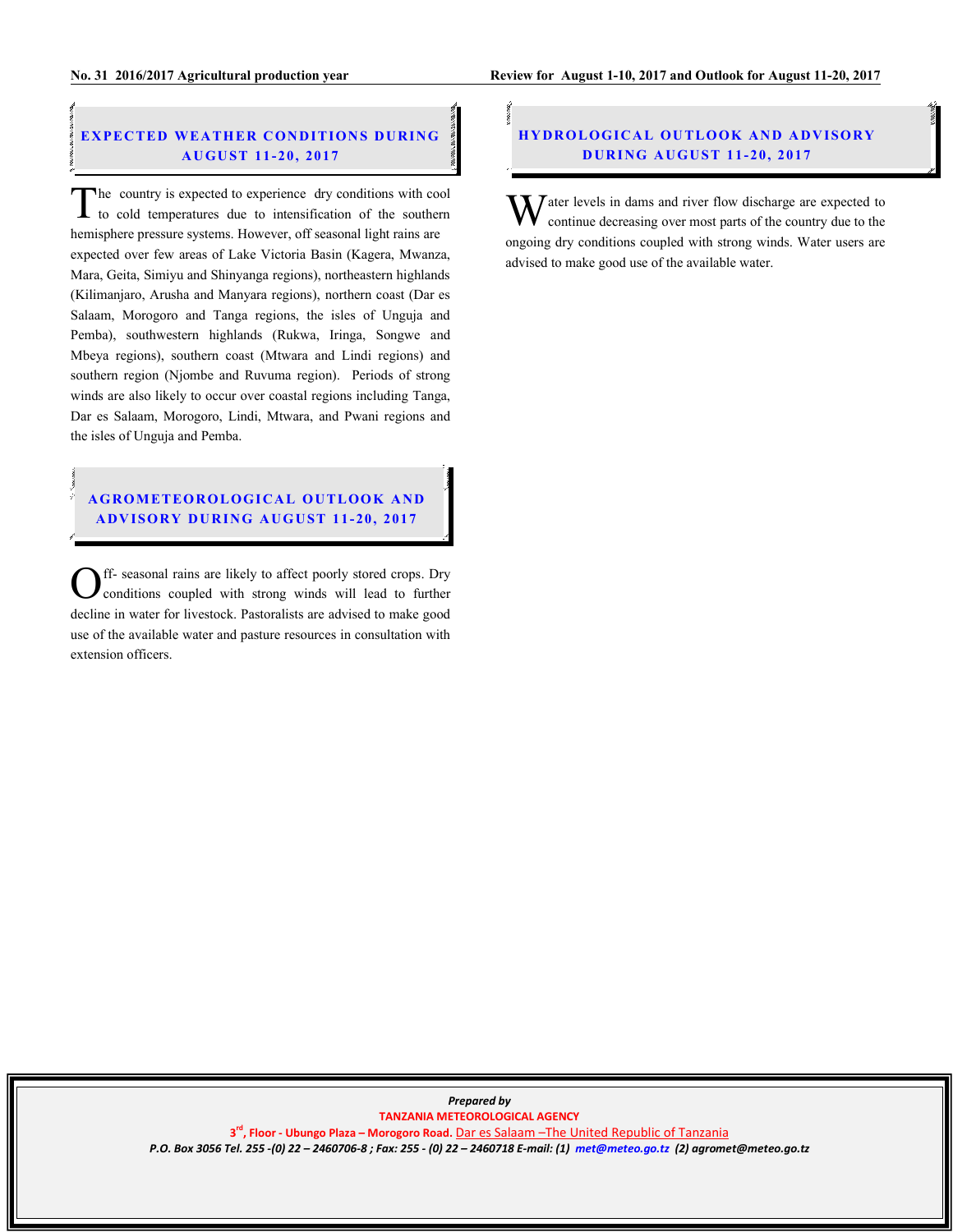## EXPECTED WEATHER CONDITIONS DURING AUGUST 11-20, 2017

The country is expected to experience dry conditions with cool to cold temperatures due to intensification of the southern hemisphere pressure systems. However, off seasonal light rains are expected over few areas of Lake Victoria Basin (Kagera, Mwanza, Mara, Geita, Simiyu and Shinyanga regions), northeastern highlands (Kilimanjaro, Arusha and Manyara regions), northern coast (Dar es Salaam, Morogoro and Tanga regions, the isles of Unguja and Pemba), southwestern highlands (Rukwa, Iringa, Songwe and Mbeya regions), southern coast (Mtwara and Lindi regions) and southern region (Njombe and Ruvuma region). Periods of strong winds are also likely to occur over coastal regions including Tanga, Dar es Salaam, Morogoro, Lindi, Mtwara, and Pwani regions and the isles of Unguja and Pemba.

## AGROMETEOROLOGICAL OUTLOOK AND ADVISORY DURING AUGUST 11-20, 2017

Off- seasonal rains are likely to affect poorly stored crops. Dry conditions coupled with strong winds will lead to further decline in water for livestock. Pastoralists are advised to make good use of the available water and pasture resources in consultation with extension officers.

## HYDROLOGICAL OUTLOOK AND ADVISORY DURING AUGUST 11-20, 2017

Water levels in dams and river flow discharge are expected to continue decreasing over most parts of the country due to the ongoing dry conditions coupled with strong winds. Water users are advised to make good use of the available water.

*Prepared by*

**TANZANIA METEOROLOGICAL AGENCY**

**3rd, Floor - Ubungo Plaza – Morogoro Road.** Dar es Salaam –The United Republic of Tanzania

*P.O. Box 3056 Tel. 255 -(0) 22 – 2460706-8 ; Fax: 255 - (0) 22 – 2460718 E-mail: (1) met@meteo.go.tz (2) agromet@meteo.go.tz*